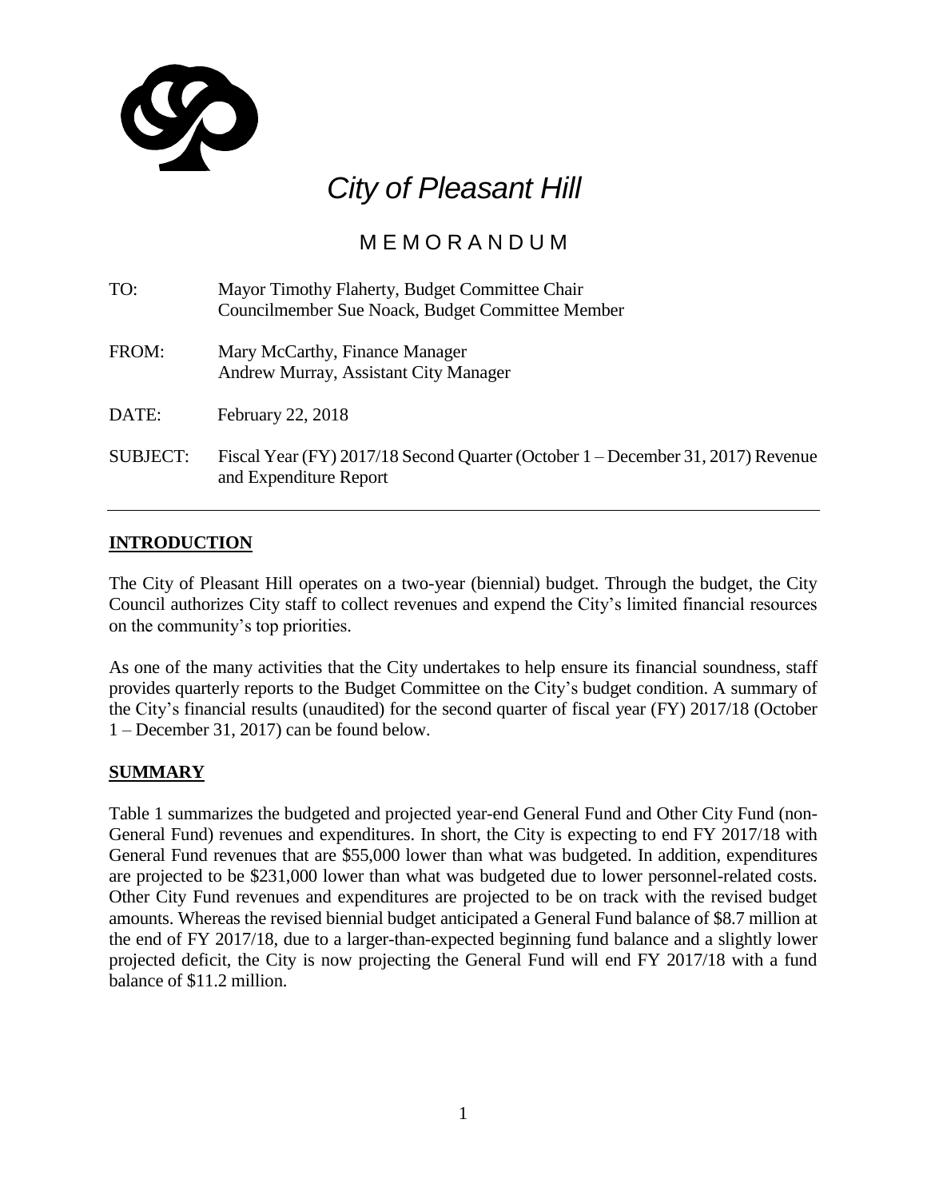# City of Pleasant Hill

## M E M O R A N D U M

| | |
|---|---|
| TO: | Mayor Timothy Flaherty, Budget Committee Chair<br>Councilmember Sue Noack, Budget Committee Member |
| FROM: | Mary McCarthy, Finance Manager<br>Andrew Murray, Assistant City Manager |
| DATE: | February 22, 2018 |
| SUBJECT: | Fiscal Year (FY) 2017/18 Second Quarter (October 1 – December 31, 2017) Revenue and Expenditure Report |

---

## INTRODUCTION

The City of Pleasant Hill operates on a two-year (biennial) budget. Through the budget, the City Council authorizes City staff to collect revenues and expend the City's limited financial resources on the community's top priorities.

As one of the many activities that the City undertakes to help ensure its financial soundness, staff provides quarterly reports to the Budget Committee on the City's budget condition. A summary of the City's financial results (unaudited) for the second quarter of fiscal year (FY) 2017/18 (October 1 – December 31, 2017) can be found below.

## SUMMARY

Table 1 summarizes the budgeted and projected year-end General Fund and Other City Fund (non-General Fund) revenues and expenditures. In short, the City is expecting to end FY 2017/18 with General Fund revenues that are $55,000 lower than what was budgeted. In addition, expenditures are projected to be $231,000 lower than what was budgeted due to lower personnel-related costs. Other City Fund revenues and expenditures are projected to be on track with the revised budget amounts. Whereas the revised biennial budget anticipated a General Fund balance of $8.7 million at the end of FY 2017/18, due to a larger-than-expected beginning fund balance and a slightly lower projected deficit, the City is now projecting the General Fund will end FY 2017/18 with a fund balance of $11.2 million.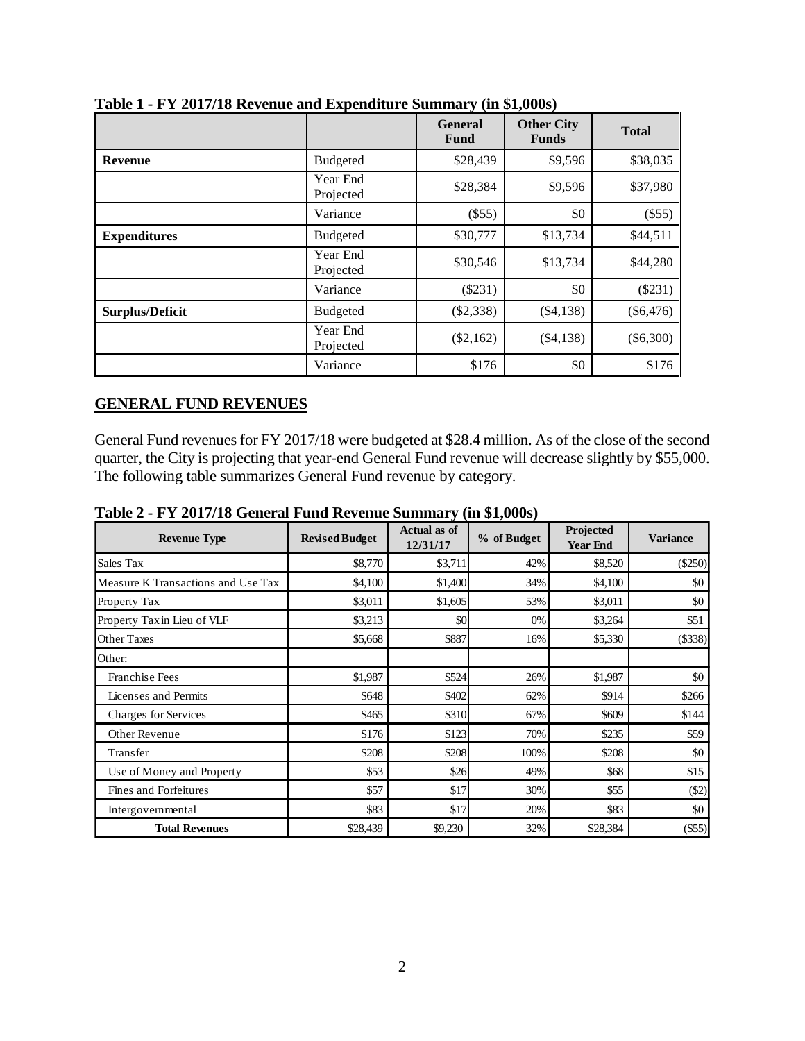**Table 1 - FY 2017/18 Revenue and Expenditure Summary (in $1,000s)**

| | | General Fund | Other City Funds | Total |
|---|---|---|---|---|
| **Revenue** | Budgeted | $28,439 | $9,596 | $38,035 |
| | Year End Projected | $28,384 | $9,596 | $37,980 |
| | Variance | ($55) | $0 | ($55) |
| **Expenditures** | Budgeted | $30,777 | $13,734 | $44,511 |
| | Year End Projected | $30,546 | $13,734 | $44,280 |
| | Variance | ($231) | $0 | ($231) |
| **Surplus/Deficit** | Budgeted | ($2,338) | ($4,138) | ($6,476) |
| | Year End Projected | ($2,162) | ($4,138) | ($6,300) |
| | Variance | $176 | $0 | $176 |

## GENERAL FUND REVENUES

General Fund revenues for FY 2017/18 were budgeted at $28.4 million. As of the close of the second quarter, the City is projecting that year-end General Fund revenue will decrease slightly by $55,000. The following table summarizes General Fund revenue by category.

**Table 2 - FY 2017/18 General Fund Revenue Summary (in $1,000s)**

| Revenue Type | Revised Budget | Actual as of 12/31/17 | % of Budget | Projected Year End | Variance |
|---|---|---|---|---|---|
| Sales Tax | $8,770 | $3,711 | 42% | $8,520 | ($250) |
| Measure K Transactions and Use Tax | $4,100 | $1,400 | 34% | $4,100 | $0 |
| Property Tax | $3,011 | $1,605 | 53% | $3,011 | $0 |
| Property Tax in Lieu of VLF | $3,213 | $0 | 0% | $3,264 | $51 |
| Other Taxes | $5,668 | $887 | 16% | $5,330 | ($338) |
| Other: | | | | | |
| Franchise Fees | $1,987 | $524 | 26% | $1,987 | $0 |
| Licenses and Permits | $648 | $402 | 62% | $914 | $266 |
| Charges for Services | $465 | $310 | 67% | $609 | $144 |
| Other Revenue | $176 | $123 | 70% | $235 | $59 |
| Transfer | $208 | $208 | 100% | $208 | $0 |
| Use of Money and Property | $53 | $26 | 49% | $68 | $15 |
| Fines and Forfeitures | $57 | $17 | 30% | $55 | ($2) |
| Intergovernmental | $83 | $17 | 20% | $83 | $0 |
| **Total Revenues** | $28,439 | $9,230 | 32% | $28,384 | ($55) |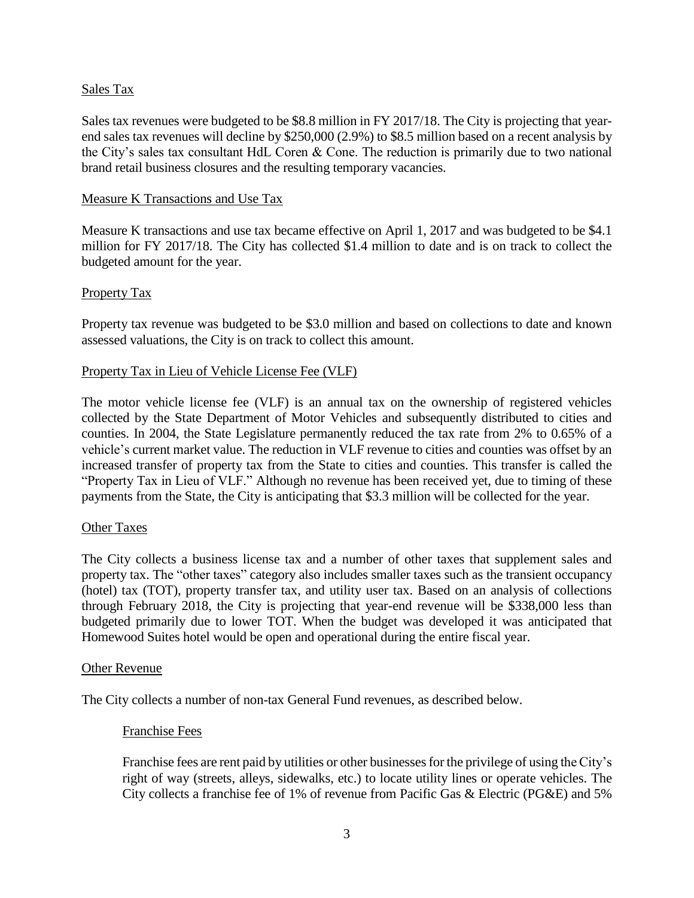## Sales Tax

Sales tax revenues were budgeted to be $8.8 million in FY 2017/18. The City is projecting that year-end sales tax revenues will decline by $250,000 (2.9%) to $8.5 million based on a recent analysis by the City's sales tax consultant HdL Coren & Cone. The reduction is primarily due to two national brand retail business closures and the resulting temporary vacancies.

## Measure K Transactions and Use Tax

Measure K transactions and use tax became effective on April 1, 2017 and was budgeted to be $4.1 million for FY 2017/18. The City has collected $1.4 million to date and is on track to collect the budgeted amount for the year.

## Property Tax

Property tax revenue was budgeted to be $3.0 million and based on collections to date and known assessed valuations, the City is on track to collect this amount.

## Property Tax in Lieu of Vehicle License Fee (VLF)

The motor vehicle license fee (VLF) is an annual tax on the ownership of registered vehicles collected by the State Department of Motor Vehicles and subsequently distributed to cities and counties. In 2004, the State Legislature permanently reduced the tax rate from 2% to 0.65% of a vehicle's current market value. The reduction in VLF revenue to cities and counties was offset by an increased transfer of property tax from the State to cities and counties. This transfer is called the "Property Tax in Lieu of VLF." Although no revenue has been received yet, due to timing of these payments from the State, the City is anticipating that $3.3 million will be collected for the year.

## Other Taxes

The City collects a business license tax and a number of other taxes that supplement sales and property tax. The "other taxes" category also includes smaller taxes such as the transient occupancy (hotel) tax (TOT), property transfer tax, and utility user tax. Based on an analysis of collections through February 2018, the City is projecting that year-end revenue will be $338,000 less than budgeted primarily due to lower TOT. When the budget was developed it was anticipated that Homewood Suites hotel would be open and operational during the entire fiscal year.

## Other Revenue

The City collects a number of non-tax General Fund revenues, as described below.

### Franchise Fees

Franchise fees are rent paid by utilities or other businesses for the privilege of using the City's right of way (streets, alleys, sidewalks, etc.) to locate utility lines or operate vehicles. The City collects a franchise fee of 1% of revenue from Pacific Gas & Electric (PG&E) and 5%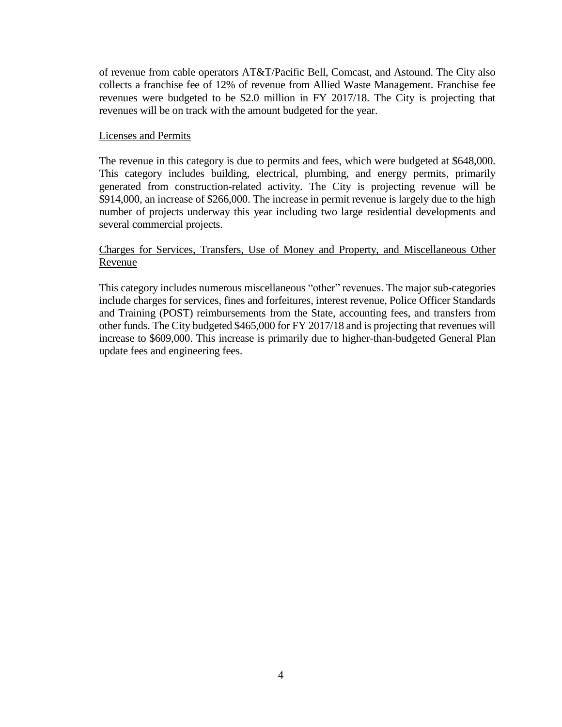of revenue from cable operators AT&T/Pacific Bell, Comcast, and Astound. The City also collects a franchise fee of 12% of revenue from Allied Waste Management. Franchise fee revenues were budgeted to be $2.0 million in FY 2017/18. The City is projecting that revenues will be on track with the amount budgeted for the year.

<u>Licenses and Permits</u>

The revenue in this category is due to permits and fees, which were budgeted at $648,000. This category includes building, electrical, plumbing, and energy permits, primarily generated from construction-related activity. The City is projecting revenue will be $914,000, an increase of $266,000. The increase in permit revenue is largely due to the high number of projects underway this year including two large residential developments and several commercial projects.

<u>Charges for Services, Transfers, Use of Money and Property, and Miscellaneous Other Revenue</u>

This category includes numerous miscellaneous "other" revenues. The major sub-categories include charges for services, fines and forfeitures, interest revenue, Police Officer Standards and Training (POST) reimbursements from the State, accounting fees, and transfers from other funds. The City budgeted $465,000 for FY 2017/18 and is projecting that revenues will increase to $609,000. This increase is primarily due to higher-than-budgeted General Plan update fees and engineering fees.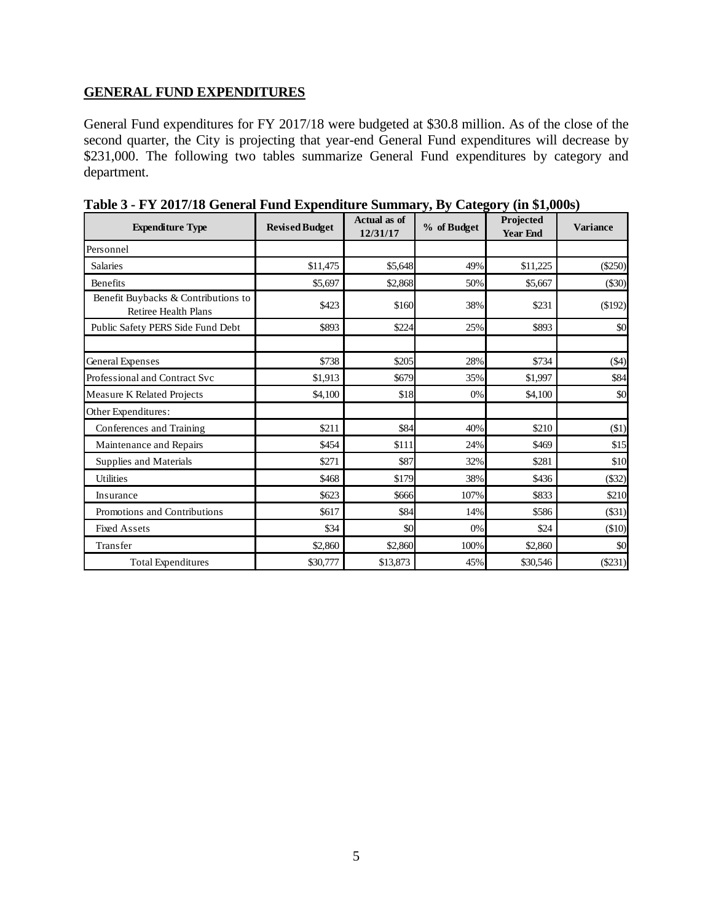## GENERAL FUND EXPENDITURES

General Fund expenditures for FY 2017/18 were budgeted at $30.8 million. As of the close of the second quarter, the City is projecting that year-end General Fund expenditures will decrease by $231,000. The following two tables summarize General Fund expenditures by category and department.

**Table 3 - FY 2017/18 General Fund Expenditure Summary, By Category (in $1,000s)**

| Expenditure Type | Revised Budget | Actual as of 12/31/17 | % of Budget | Projected Year End | Variance |
|---|---|---|---|---|---|
| Personnel | | | | | |
| Salaries | $11,475 | $5,648 | 49% | $11,225 | ($250) |
| Benefits | $5,697 | $2,868 | 50% | $5,667 | ($30) |
| Benefit Buybacks & Contributions to Retiree Health Plans | $423 | $160 | 38% | $231 | ($192) |
| Public Safety PERS Side Fund Debt | $893 | $224 | 25% | $893 | $0 |
| | | | | | |
| General Expenses | $738 | $205 | 28% | $734 | ($4) |
| Professional and Contract Svc | $1,913 | $679 | 35% | $1,997 | $84 |
| Measure K Related Projects | $4,100 | $18 | 0% | $4,100 | $0 |
| Other Expenditures: | | | | | |
| Conferences and Training | $211 | $84 | 40% | $210 | ($1) |
| Maintenance and Repairs | $454 | $111 | 24% | $469 | $15 |
| Supplies and Materials | $271 | $87 | 32% | $281 | $10 |
| Utilities | $468 | $179 | 38% | $436 | ($32) |
| Insurance | $623 | $666 | 107% | $833 | $210 |
| Promotions and Contributions | $617 | $84 | 14% | $586 | ($31) |
| Fixed Assets | $34 | $0 | 0% | $24 | ($10) |
| Transfer | $2,860 | $2,860 | 100% | $2,860 | $0 |
| Total Expenditures | $30,777 | $13,873 | 45% | $30,546 | ($231) |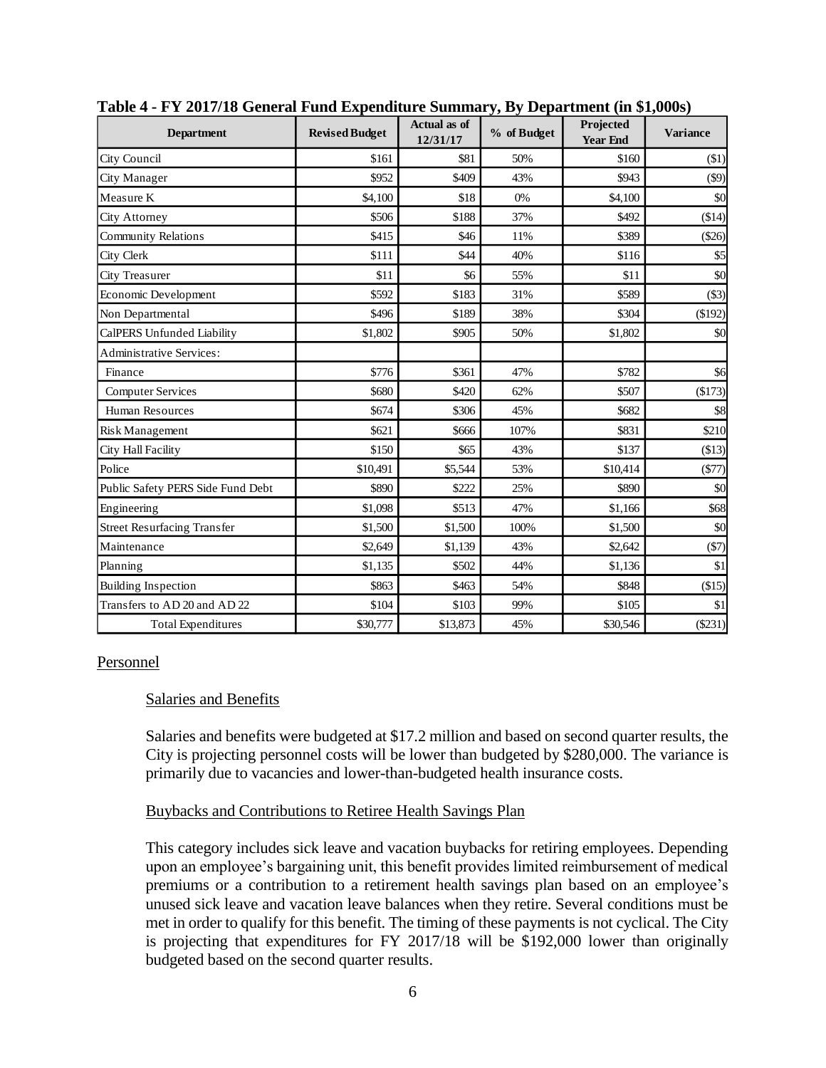**Table 4 - FY 2017/18 General Fund Expenditure Summary, By Department (in $1,000s)**

| Department | Revised Budget | Actual as of 12/31/17 | % of Budget | Projected Year End | Variance |
|---|---|---|---|---|---|
| City Council | $161 | $81 | 50% | $160 | ($1) |
| City Manager | $952 | $409 | 43% | $943 | ($9) |
| Measure K | $4,100 | $18 | 0% | $4,100 | $0 |
| City Attorney | $506 | $188 | 37% | $492 | ($14) |
| Community Relations | $415 | $46 | 11% | $389 | ($26) |
| City Clerk | $111 | $44 | 40% | $116 | $5 |
| City Treasurer | $11 | $6 | 55% | $11 | $0 |
| Economic Development | $592 | $183 | 31% | $589 | ($3) |
| Non Departmental | $496 | $189 | 38% | $304 | ($192) |
| CalPERS Unfunded Liability | $1,802 | $905 | 50% | $1,802 | $0 |
| Administrative Services: | | | | | |
| Finance | $776 | $361 | 47% | $782 | $6 |
| Computer Services | $680 | $420 | 62% | $507 | ($173) |
| Human Resources | $674 | $306 | 45% | $682 | $8 |
| Risk Management | $621 | $666 | 107% | $831 | $210 |
| City Hall Facility | $150 | $65 | 43% | $137 | ($13) |
| Police | $10,491 | $5,544 | 53% | $10,414 | ($77) |
| Public Safety PERS Side Fund Debt | $890 | $222 | 25% | $890 | $0 |
| Engineering | $1,098 | $513 | 47% | $1,166 | $68 |
| Street Resurfacing Transfer | $1,500 | $1,500 | 100% | $1,500 | $0 |
| Maintenance | $2,649 | $1,139 | 43% | $2,642 | ($7) |
| Planning | $1,135 | $502 | 44% | $1,136 | $1 |
| Building Inspection | $863 | $463 | 54% | $848 | ($15) |
| Transfers to AD 20 and AD 22 | $104 | $103 | 99% | $105 | $1 |
| Total Expenditures | $30,777 | $13,873 | 45% | $30,546 | ($231) |

## Personnel

### Salaries and Benefits

Salaries and benefits were budgeted at $17.2 million and based on second quarter results, the City is projecting personnel costs will be lower than budgeted by $280,000. The variance is primarily due to vacancies and lower-than-budgeted health insurance costs.

### Buybacks and Contributions to Retiree Health Savings Plan

This category includes sick leave and vacation buybacks for retiring employees. Depending upon an employee's bargaining unit, this benefit provides limited reimbursement of medical premiums or a contribution to a retirement health savings plan based on an employee's unused sick leave and vacation leave balances when they retire. Several conditions must be met in order to qualify for this benefit. The timing of these payments is not cyclical. The City is projecting that expenditures for FY 2017/18 will be $192,000 lower than originally budgeted based on the second quarter results.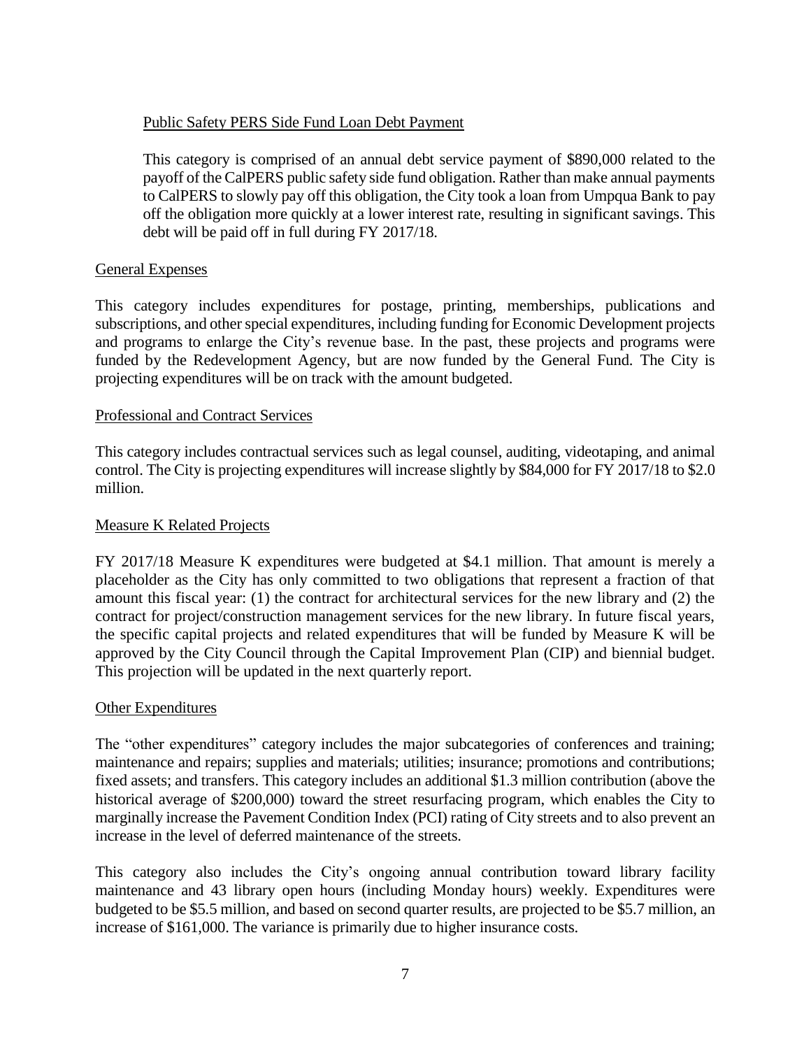### Public Safety PERS Side Fund Loan Debt Payment

This category is comprised of an annual debt service payment of $890,000 related to the payoff of the CalPERS public safety side fund obligation. Rather than make annual payments to CalPERS to slowly pay off this obligation, the City took a loan from Umpqua Bank to pay off the obligation more quickly at a lower interest rate, resulting in significant savings. This debt will be paid off in full during FY 2017/18.

### General Expenses

This category includes expenditures for postage, printing, memberships, publications and subscriptions, and other special expenditures, including funding for Economic Development projects and programs to enlarge the City's revenue base. In the past, these projects and programs were funded by the Redevelopment Agency, but are now funded by the General Fund. The City is projecting expenditures will be on track with the amount budgeted.

### Professional and Contract Services

This category includes contractual services such as legal counsel, auditing, videotaping, and animal control. The City is projecting expenditures will increase slightly by $84,000 for FY 2017/18 to $2.0 million.

### Measure K Related Projects

FY 2017/18 Measure K expenditures were budgeted at $4.1 million. That amount is merely a placeholder as the City has only committed to two obligations that represent a fraction of that amount this fiscal year: (1) the contract for architectural services for the new library and (2) the contract for project/construction management services for the new library. In future fiscal years, the specific capital projects and related expenditures that will be funded by Measure K will be approved by the City Council through the Capital Improvement Plan (CIP) and biennial budget. This projection will be updated in the next quarterly report.

### Other Expenditures

The "other expenditures" category includes the major subcategories of conferences and training; maintenance and repairs; supplies and materials; utilities; insurance; promotions and contributions; fixed assets; and transfers. This category includes an additional $1.3 million contribution (above the historical average of $200,000) toward the street resurfacing program, which enables the City to marginally increase the Pavement Condition Index (PCI) rating of City streets and to also prevent an increase in the level of deferred maintenance of the streets.

This category also includes the City's ongoing annual contribution toward library facility maintenance and 43 library open hours (including Monday hours) weekly. Expenditures were budgeted to be $5.5 million, and based on second quarter results, are projected to be $5.7 million, an increase of $161,000. The variance is primarily due to higher insurance costs.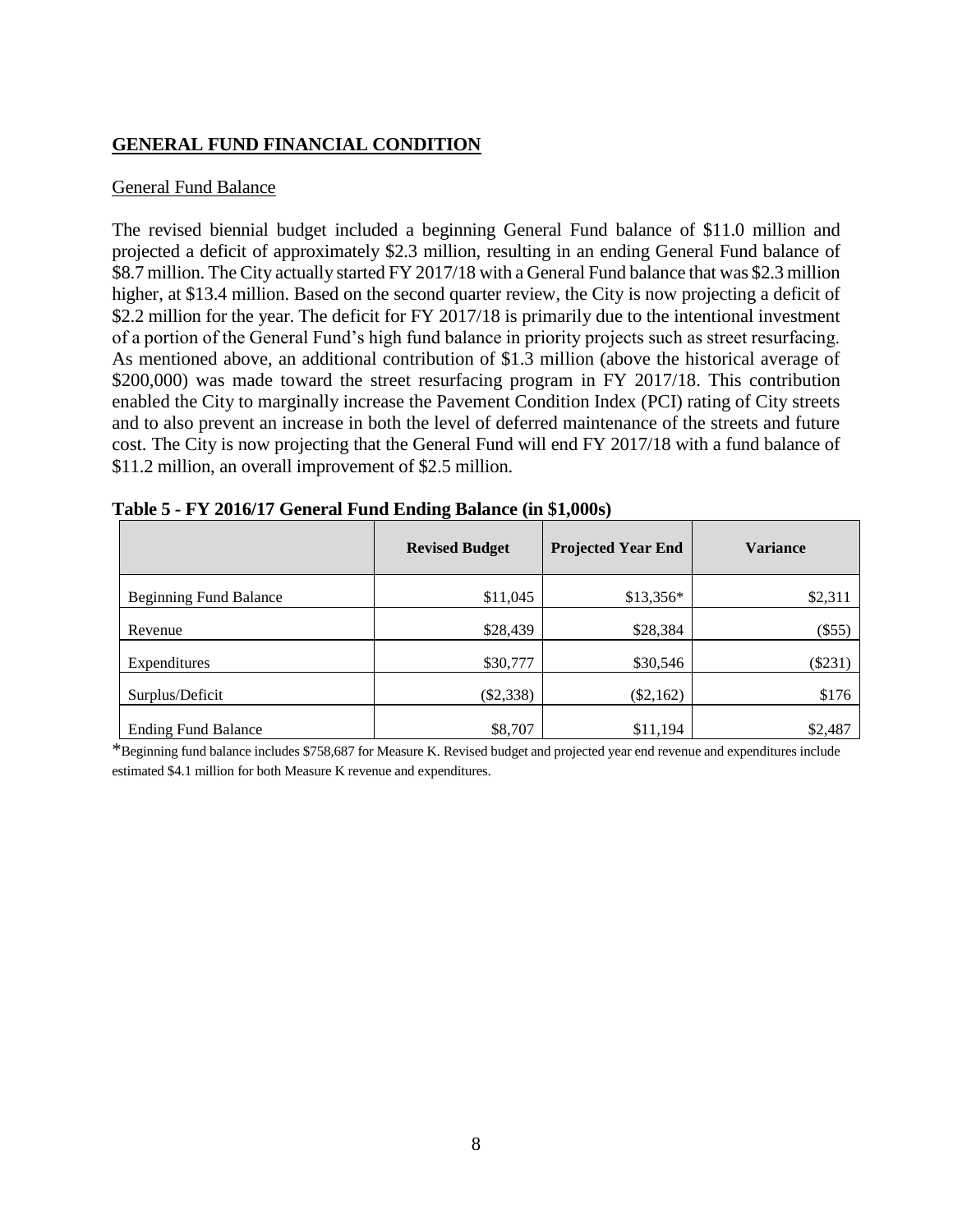## GENERAL FUND FINANCIAL CONDITION

### General Fund Balance

The revised biennial budget included a beginning General Fund balance of $11.0 million and projected a deficit of approximately $2.3 million, resulting in an ending General Fund balance of $8.7 million. The City actually started FY 2017/18 with a General Fund balance that was $2.3 million higher, at $13.4 million. Based on the second quarter review, the City is now projecting a deficit of $2.2 million for the year. The deficit for FY 2017/18 is primarily due to the intentional investment of a portion of the General Fund's high fund balance in priority projects such as street resurfacing. As mentioned above, an additional contribution of $1.3 million (above the historical average of $200,000) was made toward the street resurfacing program in FY 2017/18. This contribution enabled the City to marginally increase the Pavement Condition Index (PCI) rating of City streets and to also prevent an increase in both the level of deferred maintenance of the streets and future cost. The City is now projecting that the General Fund will end FY 2017/18 with a fund balance of $11.2 million, an overall improvement of $2.5 million.

**Table 5 - FY 2016/17 General Fund Ending Balance (in $1,000s)**

| | Revised Budget | Projected Year End | Variance |
|---|---|---|---|
| Beginning Fund Balance | $11,045 | $13,356* | $2,311 |
| Revenue | $28,439 | $28,384 | ($55) |
| Expenditures | $30,777 | $30,546 | ($231) |
| Surplus/Deficit | ($2,338) | ($2,162) | $176 |
| Ending Fund Balance | $8,707 | $11,194 | $2,487 |

*Beginning fund balance includes $758,687 for Measure K. Revised budget and projected year end revenue and expenditures include estimated $4.1 million for both Measure K revenue and expenditures.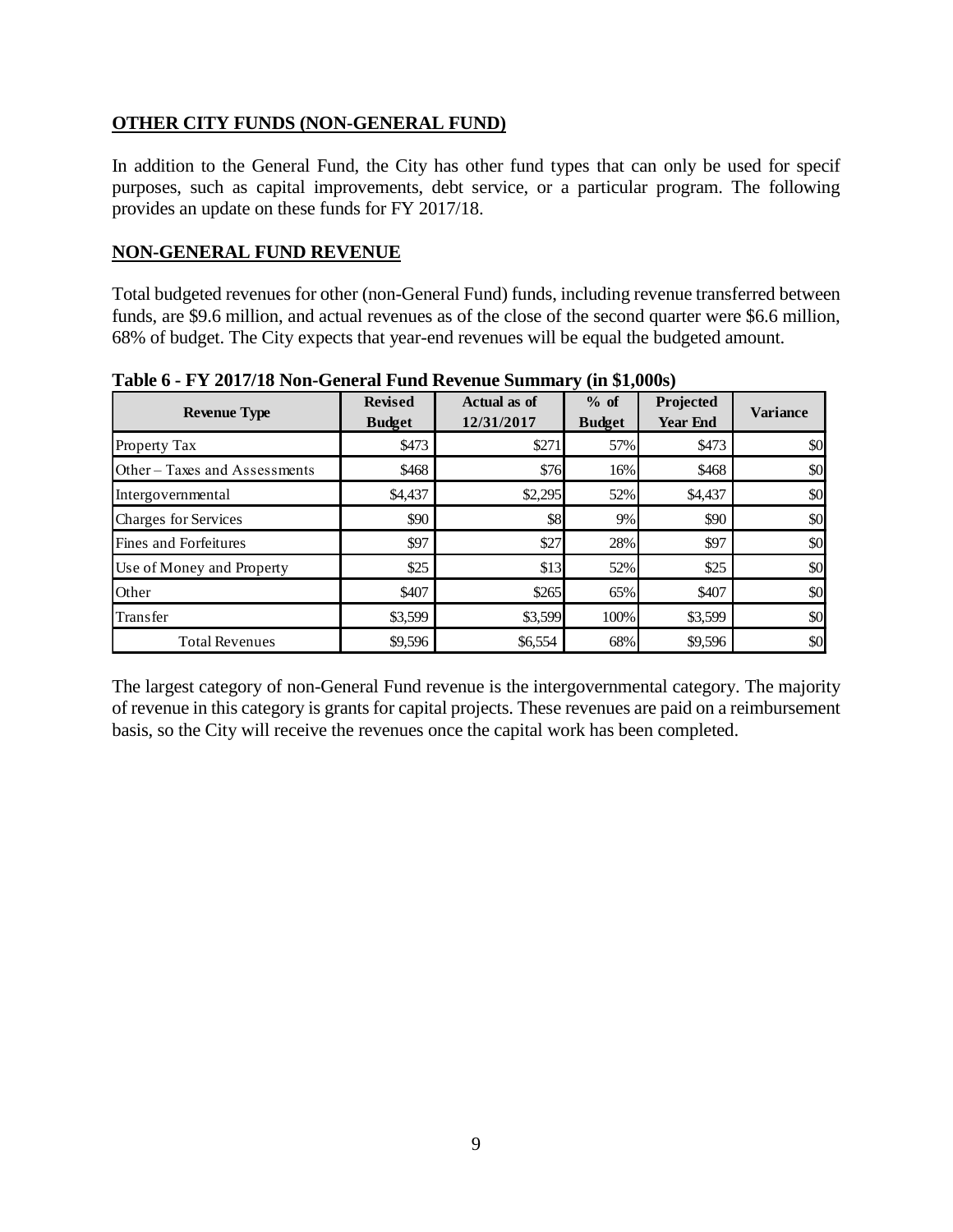**OTHER CITY FUNDS (NON-GENERAL FUND)**

In addition to the General Fund, the City has other fund types that can only be used for specif purposes, such as capital improvements, debt service, or a particular program. The following provides an update on these funds for FY 2017/18.

**NON-GENERAL FUND REVENUE**

Total budgeted revenues for other (non-General Fund) funds, including revenue transferred between funds, are $9.6 million, and actual revenues as of the close of the second quarter were $6.6 million, 68% of budget. The City expects that year-end revenues will be equal the budgeted amount.

**Table 6 - FY 2017/18 Non-General Fund Revenue Summary (in $1,000s)**

| Revenue Type | Revised Budget | Actual as of 12/31/2017 | % of Budget | Projected Year End | Variance |
|---|---|---|---|---|---|
| Property Tax | $473 | $271 | 57% | $473 | $0 |
| Other – Taxes and Assessments | $468 | $76 | 16% | $468 | $0 |
| Intergovernmental | $4,437 | $2,295 | 52% | $4,437 | $0 |
| Charges for Services | $90 | $8 | 9% | $90 | $0 |
| Fines and Forfeitures | $97 | $27 | 28% | $97 | $0 |
| Use of Money and Property | $25 | $13 | 52% | $25 | $0 |
| Other | $407 | $265 | 65% | $407 | $0 |
| Transfer | $3,599 | $3,599 | 100% | $3,599 | $0 |
| Total Revenues | $9,596 | $6,554 | 68% | $9,596 | $0 |

The largest category of non-General Fund revenue is the intergovernmental category. The majority of revenue in this category is grants for capital projects. These revenues are paid on a reimbursement basis, so the City will receive the revenues once the capital work has been completed.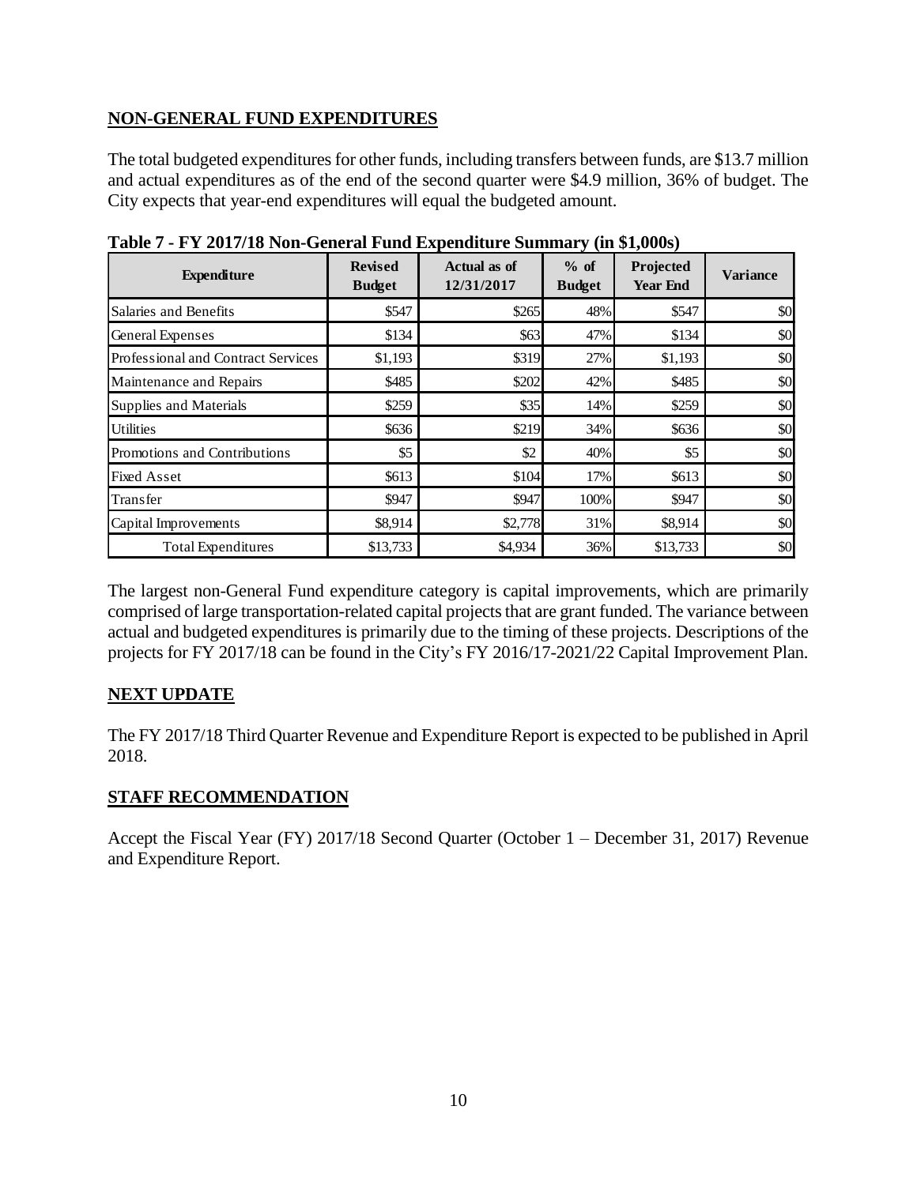## NON-GENERAL FUND EXPENDITURES

The total budgeted expenditures for other funds, including transfers between funds, are $13.7 million and actual expenditures as of the end of the second quarter were $4.9 million, 36% of budget. The City expects that year-end expenditures will equal the budgeted amount.

**Table 7 - FY 2017/18 Non-General Fund Expenditure Summary (in $1,000s)**

| Expenditure | Revised Budget | Actual as of 12/31/2017 | % of Budget | Projected Year End | Variance |
|---|---|---|---|---|---|
| Salaries and Benefits | $547 | $265 | 48% | $547 | $0 |
| General Expenses | $134 | $63 | 47% | $134 | $0 |
| Professional and Contract Services | $1,193 | $319 | 27% | $1,193 | $0 |
| Maintenance and Repairs | $485 | $202 | 42% | $485 | $0 |
| Supplies and Materials | $259 | $35 | 14% | $259 | $0 |
| Utilities | $636 | $219 | 34% | $636 | $0 |
| Promotions and Contributions | $5 | $2 | 40% | $5 | $0 |
| Fixed Asset | $613 | $104 | 17% | $613 | $0 |
| Transfer | $947 | $947 | 100% | $947 | $0 |
| Capital Improvements | $8,914 | $2,778 | 31% | $8,914 | $0 |
| Total Expenditures | $13,733 | $4,934 | 36% | $13,733 | $0 |

The largest non-General Fund expenditure category is capital improvements, which are primarily comprised of large transportation-related capital projects that are grant funded. The variance between actual and budgeted expenditures is primarily due to the timing of these projects. Descriptions of the projects for FY 2017/18 can be found in the City's FY 2016/17-2021/22 Capital Improvement Plan.

## NEXT UPDATE

The FY 2017/18 Third Quarter Revenue and Expenditure Report is expected to be published in April 2018.

## STAFF RECOMMENDATION

Accept the Fiscal Year (FY) 2017/18 Second Quarter (October 1 – December 31, 2017) Revenue and Expenditure Report.